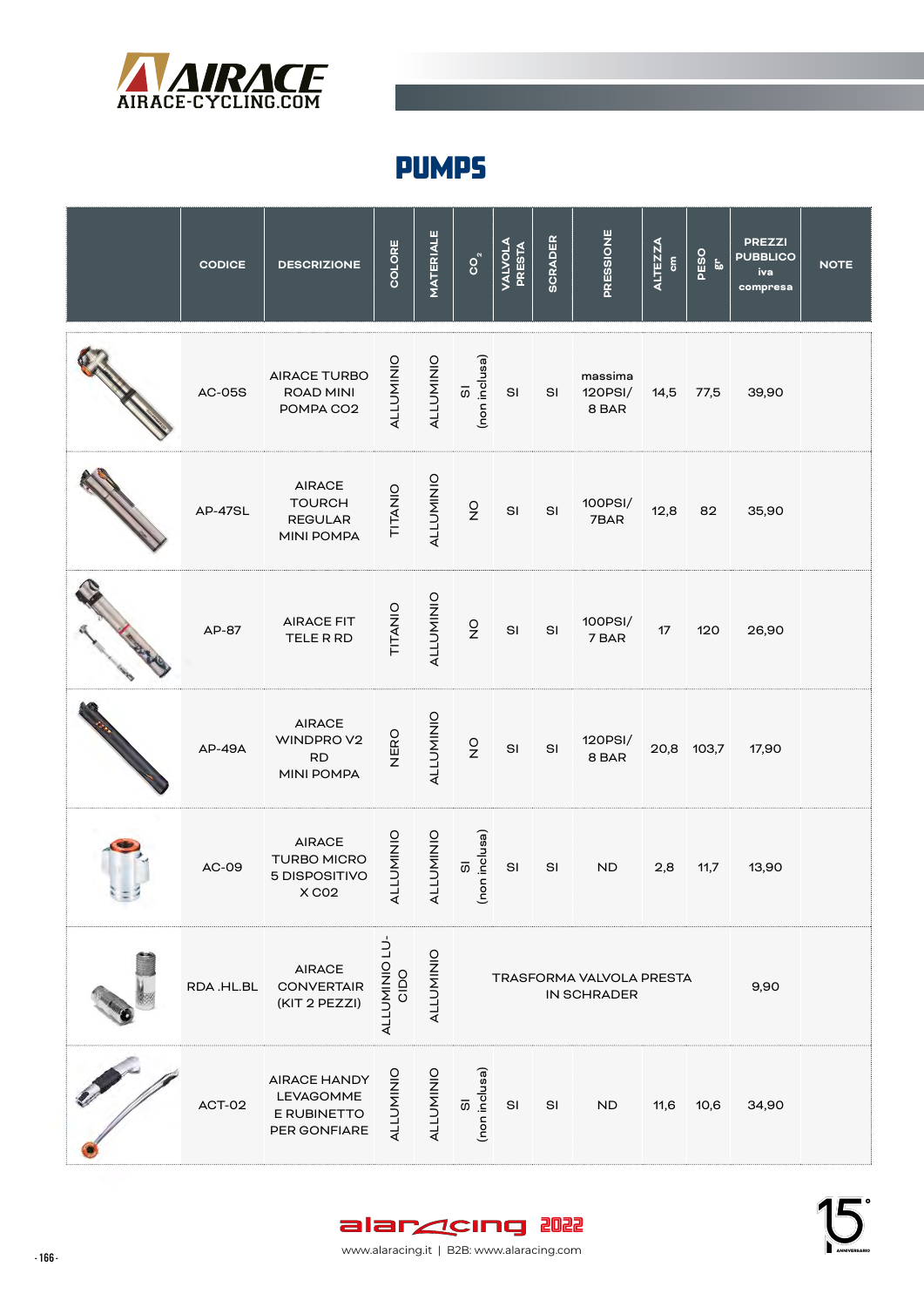# PUMPS

| | CODICE | DESCRIZIONE | COLORE | MATERIALE | $CO_2$ | VALVOLA PRESTA | SCRADER | PRESSIONE | ALTEZZA cm | PESO gr | PREZZI PUBBLICO iva compresa | NOTE |
|---|---|---|---|---|---|---|---|---|---|---|---|---|
| | AC-05S | AIRACE TURBO ROAD MINI POMPA CO2 | ALLUMINIO | ALLUMINIO | SI (non inclusa) | SI | SI | massima 120PSI/ 8 BAR | 14,5 | 77,5 | 39,90 | |
| | AP-47SL | AIRACE TOURCH REGULAR MINI POMPA | TITANIO | ALLUMINIO | NO | SI | SI | 100PSI/ 7BAR | 12,8 | 82 | 35,90 | |
| | AP-87 | AIRACE FIT TELE R RD | TITANIO | ALLUMINIO | NO | SI | SI | 100PSI/ 7 BAR | 17 | 120 | 26,90 | |
| | AP-49A | AIRACE WINDPRO V2 RD MINI POMPA | NERO | ALLUMINIO | NO | SI | SI | 120PSI/ 8 BAR | 20,8 | 103,7 | 17,90 | |
| | AC-09 | AIRACE TURBO MICRO 5 DISPOSITIVO X C02 | ALLUMINIO | ALLUMINIO | SI (non inclusa) | SI | SI | ND | 2,8 | 11,7 | 13,90 | |
| | RDA .HL.BL | AIRACE CONVERTAIR (KIT 2 PEZZI) | ALLUMINIO LUCIDO | ALLUMINIO | TRASFORMA VALVOLA PRESTA IN SCHRADER | | | | | | 9,90 | |
| | ACT-02 | AIRACE HANDY LEVAGOMME E RUBINETTO PER GONFIARE | ALLUMINIO | ALLUMINIO | SI (non inclusa) | SI | SI | ND | 11,6 | 10,6 | 34,90 | |

www.alaracing.it | B2B: www.alaracing.com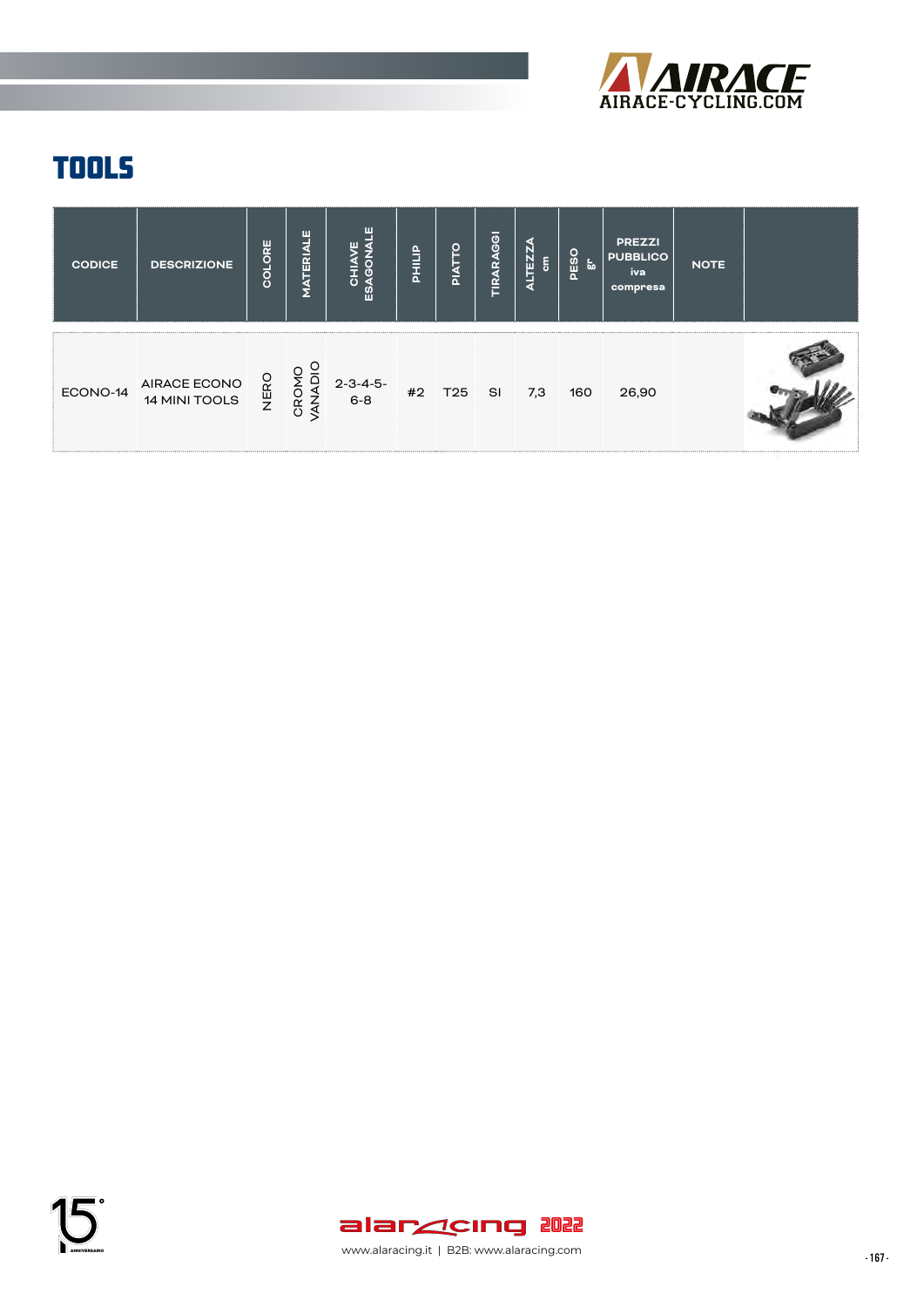# TOOLS

| CODICE | DESCRIZIONE | COLORE | MATERIALE | CHIAVE ESAGONALE | PHILIP | PIATTO | TIRARAGGI | ALTEZZA cm | PESO gr. | PREZZI PUBBLICO iva compresa | NOTE | |
|---|---|---|---|---|---|---|---|---|---|---|---|---|
| ECONO-14 | AIRACE ECONO 14 MINI TOOLS | NERO | CROMO VANADIO | 2-3-4-5-6-8 | #2 | T25 | SI | 7,3 | 160 | 26,90 | | |